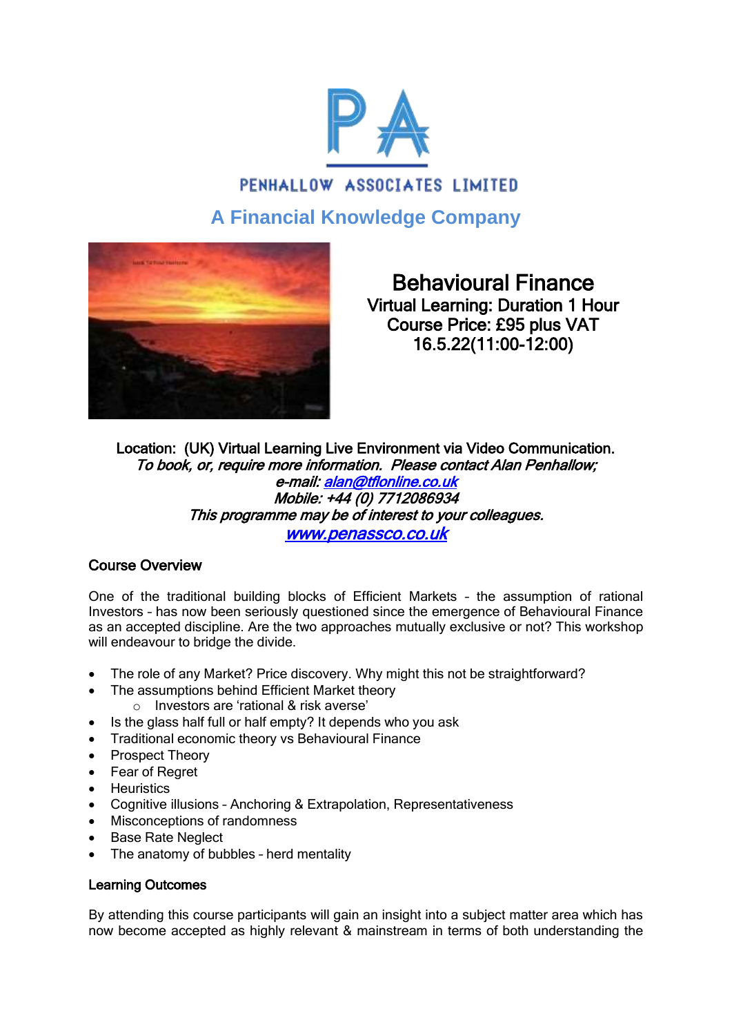PENHALLOW ASSOCIATES LIMITED

**A Financial Knowledge Company**

# Behavioural Finance

**Virtual Learning: Duration 1 Hour**
**Course Price: £95 plus VAT**
**16.5.22(11:00-12:00)**

**Location: (UK) Virtual Learning Live Environment via Video Communication.**
***To book, or, require more information. Please contact Alan Penhallow;***
***e-mail: alan@tflonline.co.uk***
***Mobile: +44 (0) 7712086934***
***This programme may be of interest to your colleagues.***
***www.penassco.co.uk***

## Course Overview

One of the traditional building blocks of Efficient Markets – the assumption of rational Investors – has now been seriously questioned since the emergence of Behavioural Finance as an accepted discipline. Are the two approaches mutually exclusive or not? This workshop will endeavour to bridge the divide.

- The role of any Market? Price discovery. Why might this not be straightforward?
- The assumptions behind Efficient Market theory
    - Investors are 'rational & risk averse'
- Is the glass half full or half empty? It depends who you ask
- Traditional economic theory vs Behavioural Finance
- Prospect Theory
- Fear of Regret
- Heuristics
- Cognitive illusions – Anchoring & Extrapolation, Representativeness
- Misconceptions of randomness
- Base Rate Neglect
- The anatomy of bubbles – herd mentality

## Learning Outcomes

By attending this course participants will gain an insight into a subject matter area which has now become accepted as highly relevant & mainstream in terms of both understanding the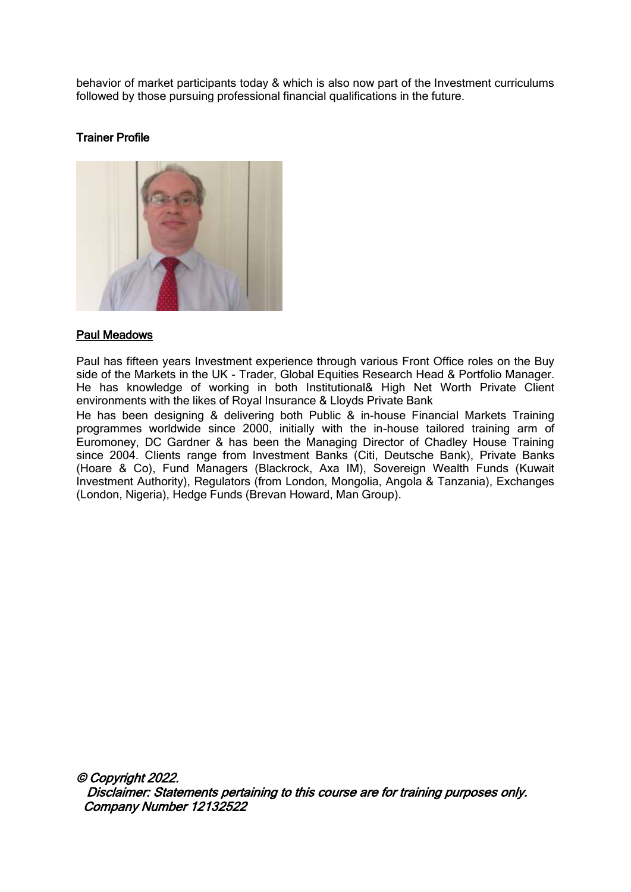behavior of market participants today & which is also now part of the Investment curriculums followed by those pursuing professional financial qualifications in the future.

**Trainer Profile**

**Paul Meadows**

Paul has fifteen years Investment experience through various Front Office roles on the Buy side of the Markets in the UK - Trader, Global Equities Research Head & Portfolio Manager. He has knowledge of working in both Institutional& High Net Worth Private Client environments with the likes of Royal Insurance & Lloyds Private Bank

He has been designing & delivering both Public & in-house Financial Markets Training programmes worldwide since 2000, initially with the in-house tailored training arm of Euromoney, DC Gardner & has been the Managing Director of Chadley House Training since 2004. Clients range from Investment Banks (Citi, Deutsche Bank), Private Banks (Hoare & Co), Fund Managers (Blackrock, Axa IM), Sovereign Wealth Funds (Kuwait Investment Authority), Regulators (from London, Mongolia, Angola & Tanzania), Exchanges (London, Nigeria), Hedge Funds (Brevan Howard, Man Group).

*© Copyright 2022.*
*Disclaimer: Statements pertaining to this course are for training purposes only.*
*Company Number 12132522*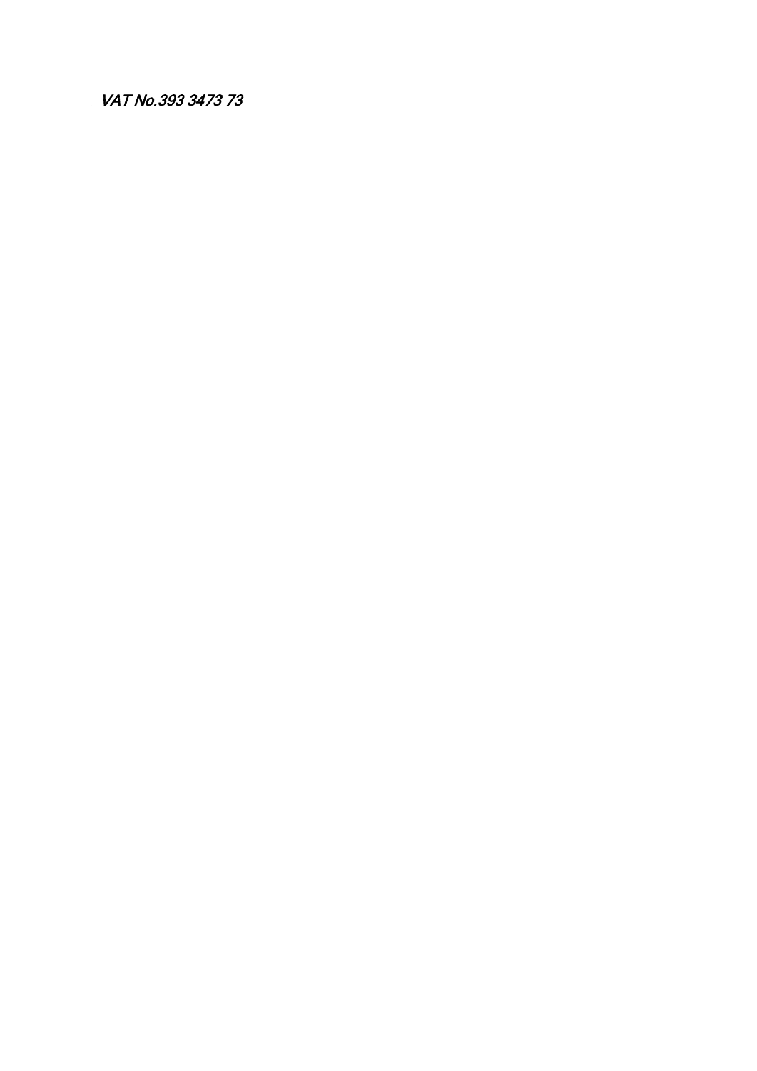*VAT No.393 3473 73*